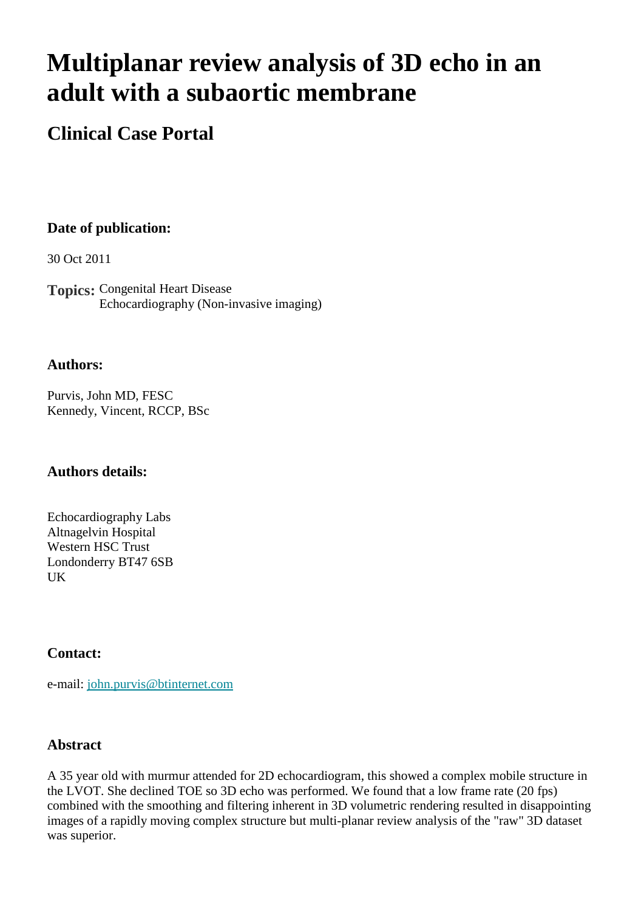# Multiplanar review analysis of 3D echo in an adult with a subaortic membrane

## Clinical Case Portal

### Date of publication:

30 Oct 2011

**Topics:** Congenital Heart Disease
Echocardiography (Non-invasive imaging)

### Authors:

Purvis, John MD, FESC
Kennedy, Vincent, RCCP, BSc

### Authors details:

Echocardiography Labs
Altnagelvin Hospital
Western HSC Trust
Londonderry BT47 6SB
UK

### Contact:

e-mail: john.purvis@btinternet.com

### Abstract

A 35 year old with murmur attended for 2D echocardiogram, this showed a complex mobile structure in the LVOT. She declined TOE so 3D echo was performed. We found that a low frame rate (20 fps) combined with the smoothing and filtering inherent in 3D volumetric rendering resulted in disappointing images of a rapidly moving complex structure but multi-planar review analysis of the "raw" 3D dataset was superior.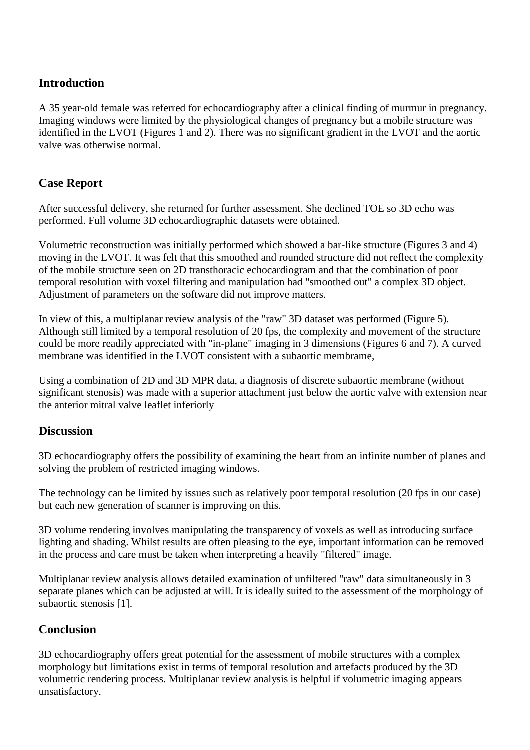## Introduction

A 35 year-old female was referred for echocardiography after a clinical finding of murmur in pregnancy. Imaging windows were limited by the physiological changes of pregnancy but a mobile structure was identified in the LVOT (Figures 1 and 2). There was no significant gradient in the LVOT and the aortic valve was otherwise normal.

## Case Report

After successful delivery, she returned for further assessment. She declined TOE so 3D echo was performed. Full volume 3D echocardiographic datasets were obtained.

Volumetric reconstruction was initially performed which showed a bar-like structure (Figures 3 and 4) moving in the LVOT. It was felt that this smoothed and rounded structure did not reflect the complexity of the mobile structure seen on 2D transthoracic echocardiogram and that the combination of poor temporal resolution with voxel filtering and manipulation had "smoothed out" a complex 3D object. Adjustment of parameters on the software did not improve matters.

In view of this, a multiplanar review analysis of the "raw" 3D dataset was performed (Figure 5). Although still limited by a temporal resolution of 20 fps, the complexity and movement of the structure could be more readily appreciated with "in-plane" imaging in 3 dimensions (Figures 6 and 7). A curved membrane was identified in the LVOT consistent with a subaortic membrame,

Using a combination of 2D and 3D MPR data, a diagnosis of discrete subaortic membrane (without significant stenosis) was made with a superior attachment just below the aortic valve with extension near the anterior mitral valve leaflet inferiorly

## Discussion

3D echocardiography offers the possibility of examining the heart from an infinite number of planes and solving the problem of restricted imaging windows.

The technology can be limited by issues such as relatively poor temporal resolution (20 fps in our case) but each new generation of scanner is improving on this.

3D volume rendering involves manipulating the transparency of voxels as well as introducing surface lighting and shading. Whilst results are often pleasing to the eye, important information can be removed in the process and care must be taken when interpreting a heavily "filtered" image.

Multiplanar review analysis allows detailed examination of unfiltered "raw" data simultaneously in 3 separate planes which can be adjusted at will. It is ideally suited to the assessment of the morphology of subaortic stenosis [1].

## Conclusion

3D echocardiography offers great potential for the assessment of mobile structures with a complex morphology but limitations exist in terms of temporal resolution and artefacts produced by the 3D volumetric rendering process. Multiplanar review analysis is helpful if volumetric imaging appears unsatisfactory.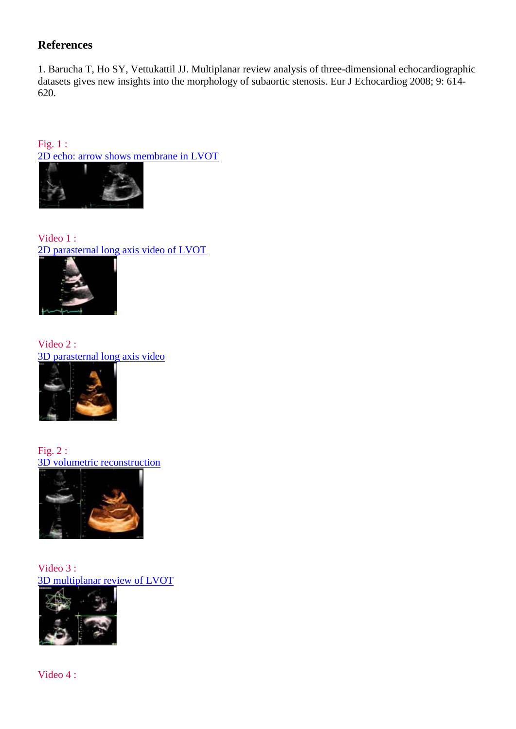## References

1. Barucha T, Ho SY, Vettukattil JJ. Multiplanar review analysis of three-dimensional echocardiographic datasets gives new insights into the morphology of subaortic stenosis. Eur J Echocardiog 2008; 9: 614-620.

Fig. 1 :
2D echo: arrow shows membrane in LVOT

Video 1 :
2D parasternal long axis video of LVOT

Video 2 :
3D parasternal long axis video

Fig. 2 :
3D volumetric reconstruction

Video 3 :
3D multiplanar review of LVOT

Video 4 :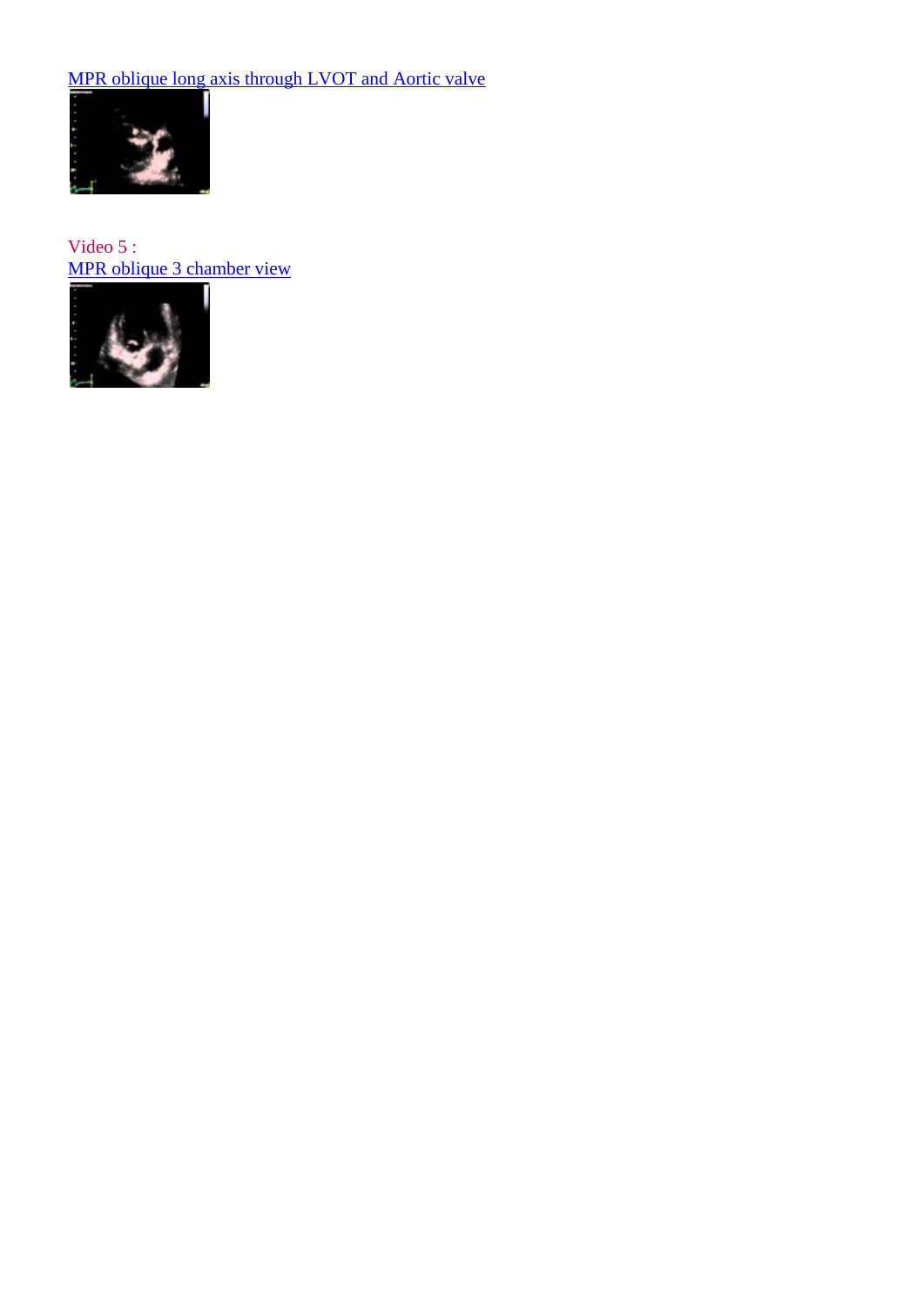MPR oblique long axis through LVOT and Aortic valve

Video 5 :

MPR oblique 3 chamber view